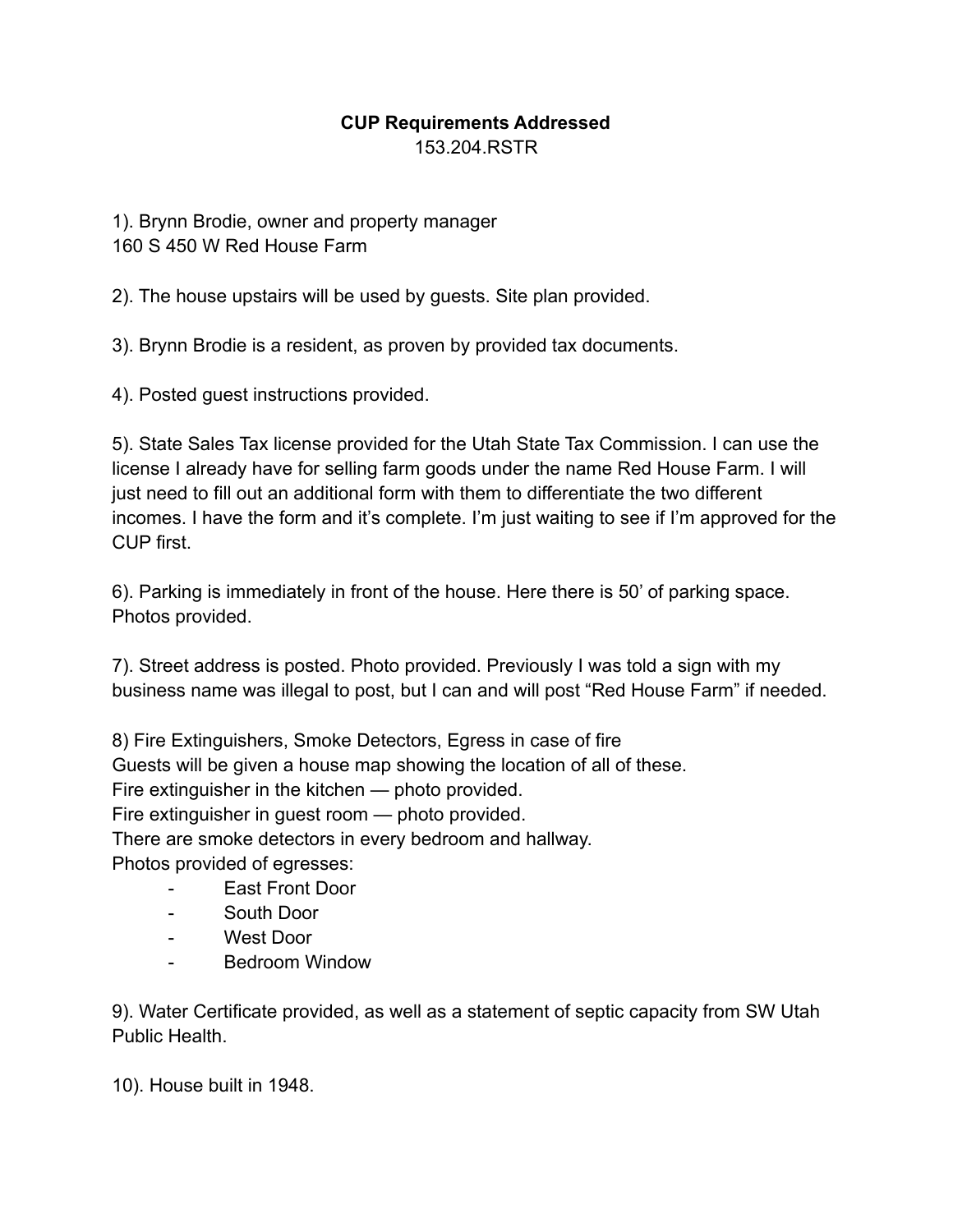**CUP Requirements Addressed**

153.204.RSTR

1). Brynn Brodie, owner and property manager
160 S 450 W Red House Farm

2). The house upstairs will be used by guests. Site plan provided.

3). Brynn Brodie is a resident, as proven by provided tax documents.

4). Posted guest instructions provided.

5). State Sales Tax license provided for the Utah State Tax Commission. I can use the license I already have for selling farm goods under the name Red House Farm. I will just need to fill out an additional form with them to differentiate the two different incomes. I have the form and it's complete. I'm just waiting to see if I'm approved for the CUP first.

6). Parking is immediately in front of the house. Here there is 50' of parking space. Photos provided.

7). Street address is posted. Photo provided. Previously I was told a sign with my business name was illegal to post, but I can and will post "Red House Farm" if needed.

8) Fire Extinguishers, Smoke Detectors, Egress in case of fire
Guests will be given a house map showing the location of all of these.
Fire extinguisher in the kitchen — photo provided.
Fire extinguisher in guest room — photo provided.
There are smoke detectors in every bedroom and hallway.
Photos provided of egresses:

- East Front Door
- South Door
- West Door
- Bedroom Window

9). Water Certificate provided, as well as a statement of septic capacity from SW Utah Public Health.

10). House built in 1948.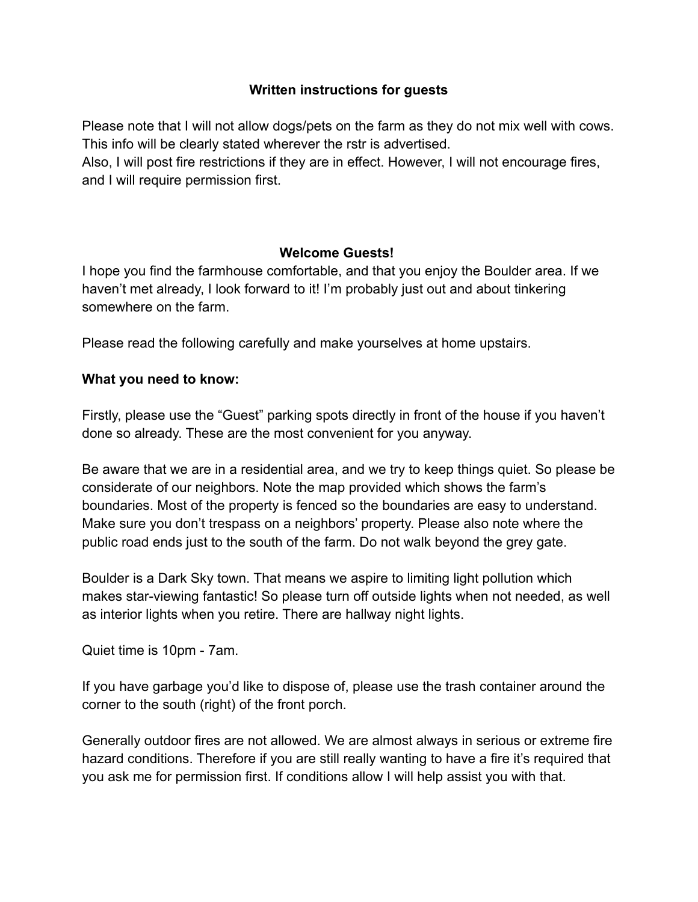**Written instructions for guests**

Please note that I will not allow dogs/pets on the farm as they do not mix well with cows. This info will be clearly stated wherever the rstr is advertised.
Also, I will post fire restrictions if they are in effect. However, I will not encourage fires, and I will require permission first.

**Welcome Guests!**

I hope you find the farmhouse comfortable, and that you enjoy the Boulder area. If we haven't met already, I look forward to it! I'm probably just out and about tinkering somewhere on the farm.

Please read the following carefully and make yourselves at home upstairs.

**What you need to know:**

Firstly, please use the "Guest" parking spots directly in front of the house if you haven't done so already. These are the most convenient for you anyway.

Be aware that we are in a residential area, and we try to keep things quiet. So please be considerate of our neighbors. Note the map provided which shows the farm's boundaries. Most of the property is fenced so the boundaries are easy to understand. Make sure you don't trespass on a neighbors' property. Please also note where the public road ends just to the south of the farm. Do not walk beyond the grey gate.

Boulder is a Dark Sky town. That means we aspire to limiting light pollution which makes star-viewing fantastic! So please turn off outside lights when not needed, as well as interior lights when you retire. There are hallway night lights.

Quiet time is 10pm - 7am.

If you have garbage you'd like to dispose of, please use the trash container around the corner to the south (right) of the front porch.

Generally outdoor fires are not allowed. We are almost always in serious or extreme fire hazard conditions. Therefore if you are still really wanting to have a fire it's required that you ask me for permission first. If conditions allow I will help assist you with that.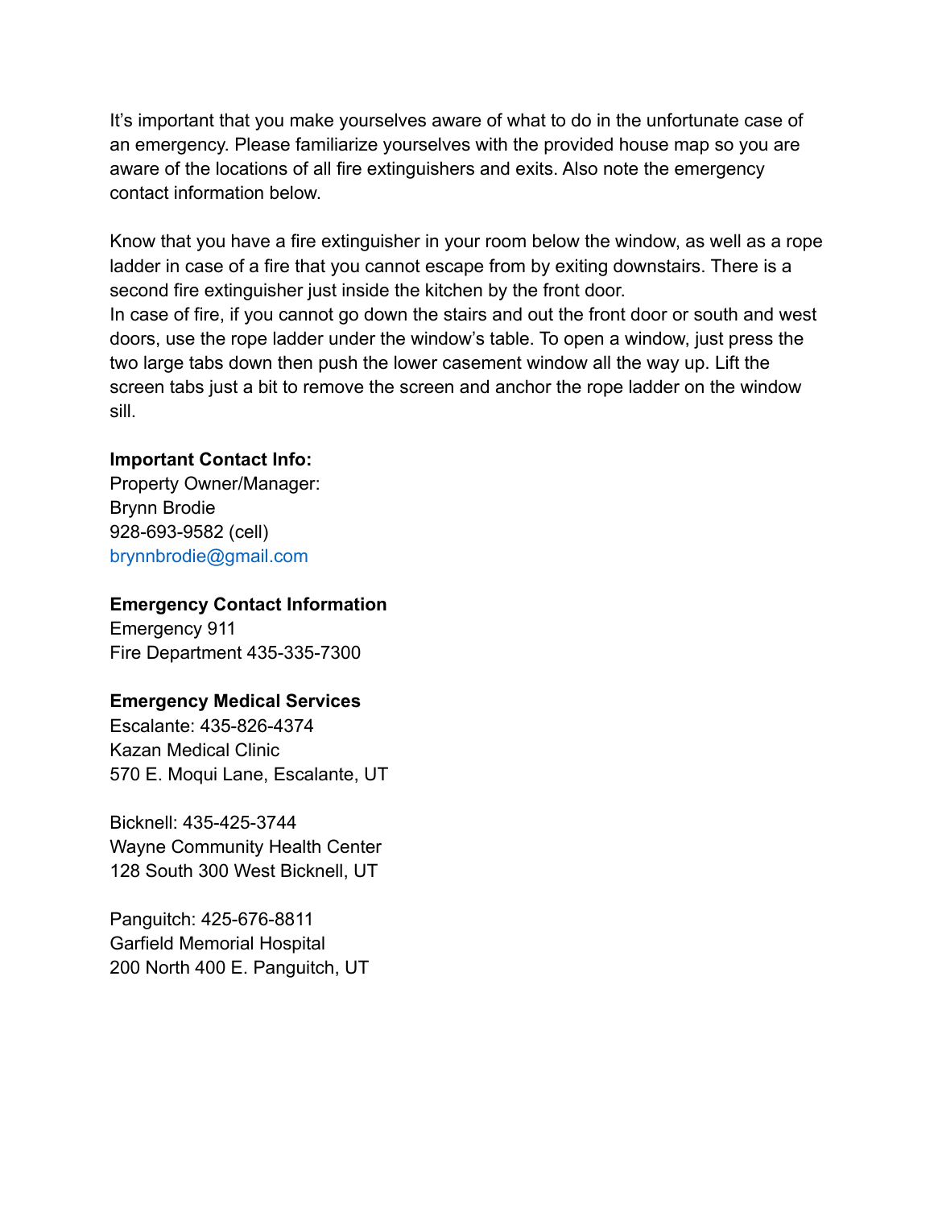It's important that you make yourselves aware of what to do in the unfortunate case of an emergency. Please familiarize yourselves with the provided house map so you are aware of the locations of all fire extinguishers and exits. Also note the emergency contact information below.

Know that you have a fire extinguisher in your room below the window, as well as a rope ladder in case of a fire that you cannot escape from by exiting downstairs. There is a second fire extinguisher just inside the kitchen by the front door.
In case of fire, if you cannot go down the stairs and out the front door or south and west doors, use the rope ladder under the window's table. To open a window, just press the two large tabs down then push the lower casement window all the way up. Lift the screen tabs just a bit to remove the screen and anchor the rope ladder on the window sill.

**Important Contact Info:**
Property Owner/Manager:
Brynn Brodie
928-693-9582 (cell)
brynnbrodie@gmail.com

**Emergency Contact Information**
Emergency 911
Fire Department 435-335-7300

**Emergency Medical Services**
Escalante: 435-826-4374
Kazan Medical Clinic
570 E. Moqui Lane, Escalante, UT

Bicknell: 435-425-3744
Wayne Community Health Center
128 South 300 West Bicknell, UT

Panguitch: 425-676-8811
Garfield Memorial Hospital
200 North 400 E. Panguitch, UT